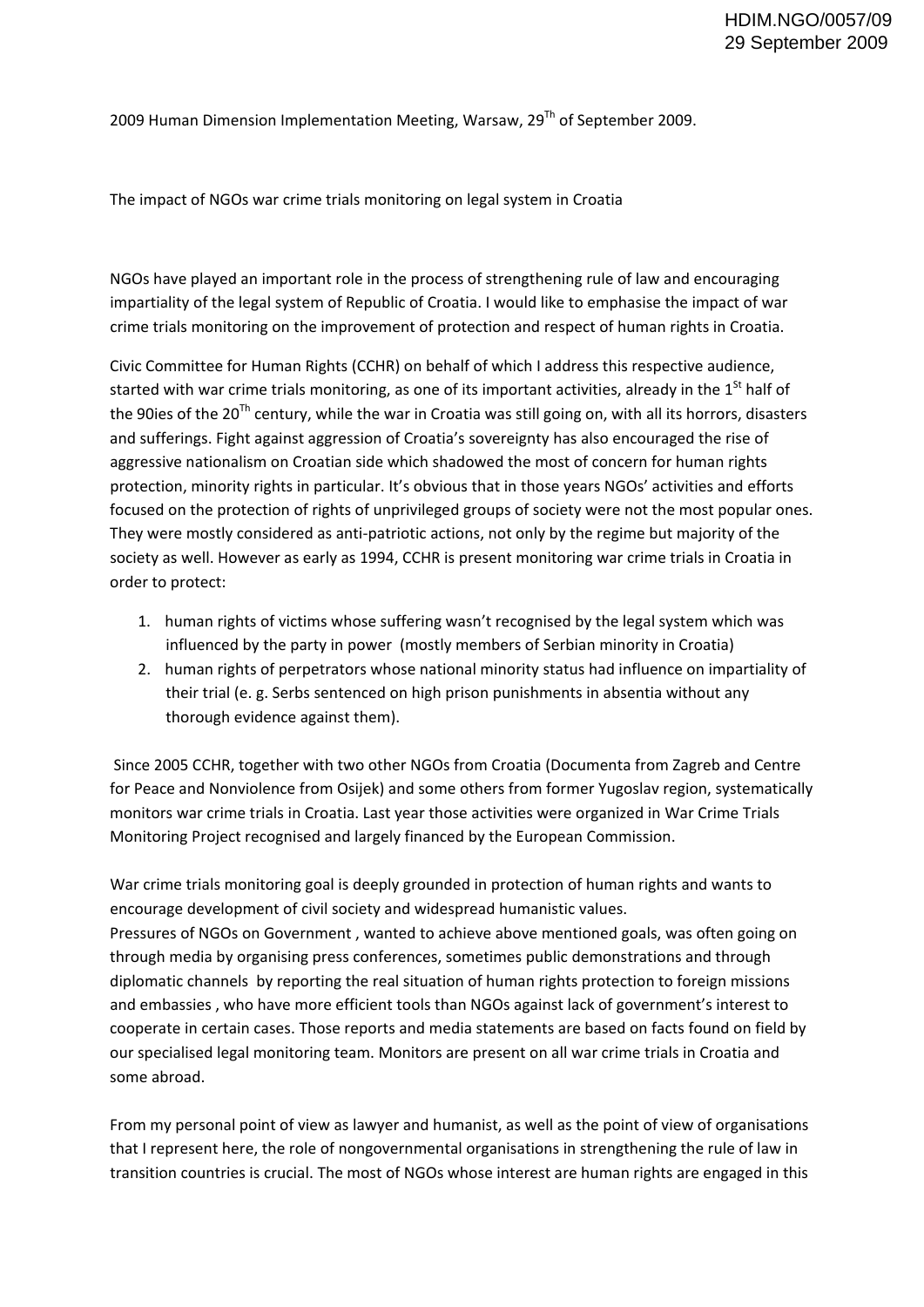HDIM.NGO/0057/09
29 September 2009

2009 Human Dimension Implementation Meeting, Warsaw, 29[Th] of September 2009.

The impact of NGOs war crime trials monitoring on legal system in Croatia

NGOs have played an important role in the process of strengthening rule of law and encouraging impartiality of the legal system of Republic of Croatia. I would like to emphasise the impact of war crime trials monitoring on the improvement of protection and respect of human rights in Croatia.

Civic Committee for Human Rights (CCHR) on behalf of which I address this respective audience, started with war crime trials monitoring, as one of its important activities, already in the 1[St] half of the 90ies of the 20[Th] century, while the war in Croatia was still going on, with all its horrors, disasters and sufferings. Fight against aggression of Croatia's sovereignty has also encouraged the rise of aggressive nationalism on Croatian side which shadowed the most of concern for human rights protection, minority rights in particular. It's obvious that in those years NGOs' activities and efforts focused on the protection of rights of unprivileged groups of society were not the most popular ones. They were mostly considered as anti-patriotic actions, not only by the regime but majority of the society as well. However as early as 1994, CCHR is present monitoring war crime trials in Croatia in order to protect:

1. human rights of victims whose suffering wasn't recognised by the legal system which was influenced by the party in power (mostly members of Serbian minority in Croatia)
2. human rights of perpetrators whose national minority status had influence on impartiality of their trial (e. g. Serbs sentenced on high prison punishments in absentia without any thorough evidence against them).

Since 2005 CCHR, together with two other NGOs from Croatia (Documenta from Zagreb and Centre for Peace and Nonviolence from Osijek) and some others from former Yugoslav region, systematically monitors war crime trials in Croatia. Last year those activities were organized in War Crime Trials Monitoring Project recognised and largely financed by the European Commission.

War crime trials monitoring goal is deeply grounded in protection of human rights and wants to encourage development of civil society and widespread humanistic values.
Pressures of NGOs on Government , wanted to achieve above mentioned goals, was often going on through media by organising press conferences, sometimes public demonstrations and through diplomatic channels by reporting the real situation of human rights protection to foreign missions and embassies , who have more efficient tools than NGOs against lack of government's interest to cooperate in certain cases. Those reports and media statements are based on facts found on field by our specialised legal monitoring team. Monitors are present on all war crime trials in Croatia and some abroad.

From my personal point of view as lawyer and humanist, as well as the point of view of organisations that I represent here, the role of nongovernmental organisations in strengthening the rule of law in transition countries is crucial. The most of NGOs whose interest are human rights are engaged in this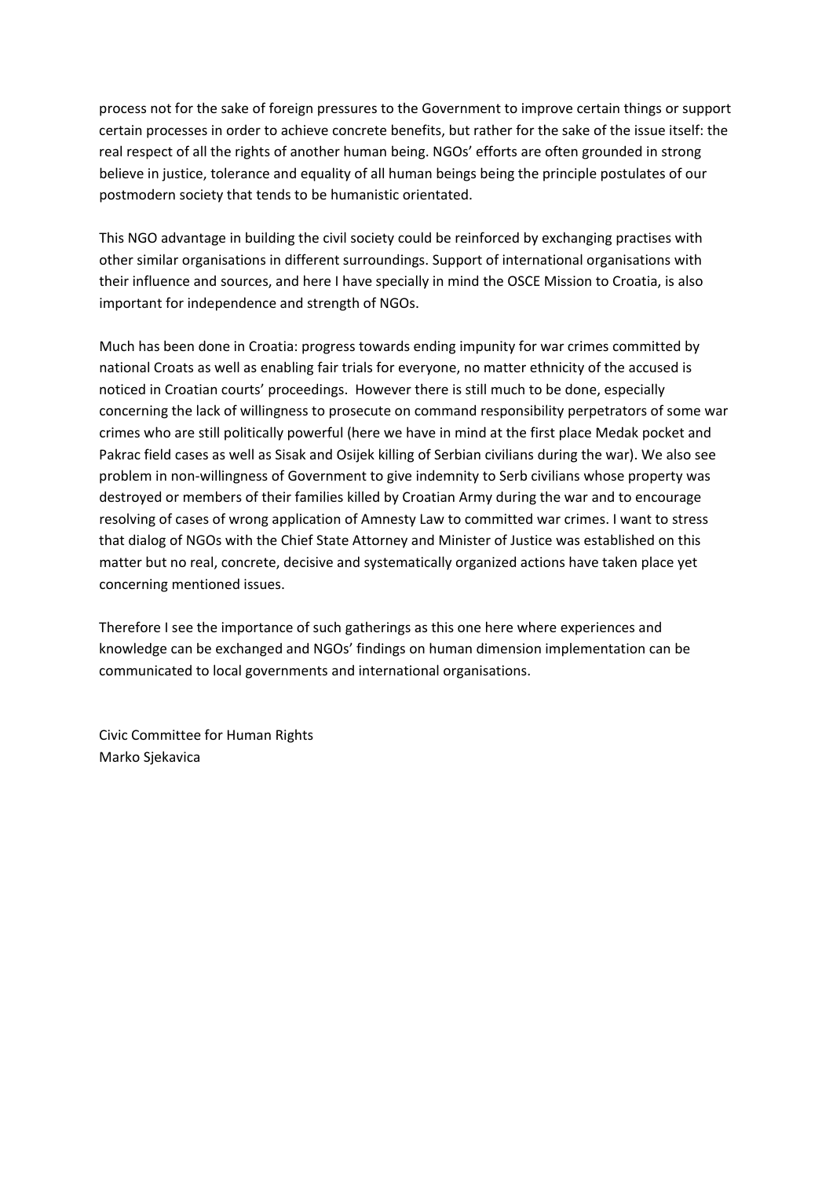process not for the sake of foreign pressures to the Government to improve certain things or support certain processes in order to achieve concrete benefits, but rather for the sake of the issue itself: the real respect of all the rights of another human being. NGOs' efforts are often grounded in strong believe in justice, tolerance and equality of all human beings being the principle postulates of our postmodern society that tends to be humanistic orientated.

This NGO advantage in building the civil society could be reinforced by exchanging practises with other similar organisations in different surroundings. Support of international organisations with their influence and sources, and here I have specially in mind the OSCE Mission to Croatia, is also important for independence and strength of NGOs.

Much has been done in Croatia: progress towards ending impunity for war crimes committed by national Croats as well as enabling fair trials for everyone, no matter ethnicity of the accused is noticed in Croatian courts' proceedings. However there is still much to be done, especially concerning the lack of willingness to prosecute on command responsibility perpetrators of some war crimes who are still politically powerful (here we have in mind at the first place Medak pocket and Pakrac field cases as well as Sisak and Osijek killing of Serbian civilians during the war). We also see problem in non-willingness of Government to give indemnity to Serb civilians whose property was destroyed or members of their families killed by Croatian Army during the war and to encourage resolving of cases of wrong application of Amnesty Law to committed war crimes. I want to stress that dialog of NGOs with the Chief State Attorney and Minister of Justice was established on this matter but no real, concrete, decisive and systematically organized actions have taken place yet concerning mentioned issues.

Therefore I see the importance of such gatherings as this one here where experiences and knowledge can be exchanged and NGOs' findings on human dimension implementation can be communicated to local governments and international organisations.

Civic Committee for Human Rights
Marko Sjekavica